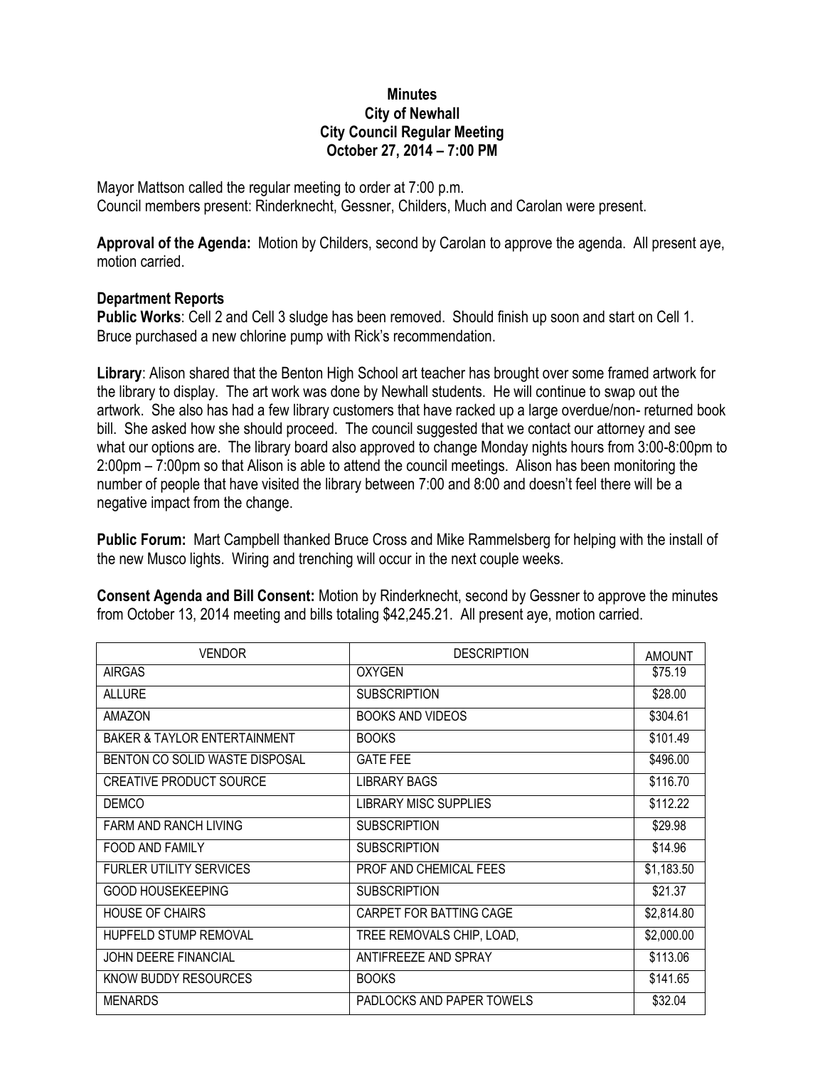# Minutes
## City of Newhall
## City Council Regular Meeting
## October 27, 2014 – 7:00 PM

Mayor Mattson called the regular meeting to order at 7:00 p.m.
Council members present: Rinderknecht, Gessner, Childers, Much and Carolan were present.

**Approval of the Agenda:** Motion by Childers, second by Carolan to approve the agenda. All present aye, motion carried.

**Department Reports**

**Public Works**: Cell 2 and Cell 3 sludge has been removed. Should finish up soon and start on Cell 1. Bruce purchased a new chlorine pump with Rick's recommendation.

**Library**: Alison shared that the Benton High School art teacher has brought over some framed artwork for the library to display. The art work was done by Newhall students. He will continue to swap out the artwork. She also has had a few library customers that have racked up a large overdue/non- returned book bill. She asked how she should proceed. The council suggested that we contact our attorney and see what our options are. The library board also approved to change Monday nights hours from 3:00-8:00pm to 2:00pm – 7:00pm so that Alison is able to attend the council meetings. Alison has been monitoring the number of people that have visited the library between 7:00 and 8:00 and doesn't feel there will be a negative impact from the change.

**Public Forum:** Mart Campbell thanked Bruce Cross and Mike Rammelsberg for helping with the install of the new Musco lights. Wiring and trenching will occur in the next couple weeks.

**Consent Agenda and Bill Consent:** Motion by Rinderknecht, second by Gessner to approve the minutes from October 13, 2014 meeting and bills totaling $42,245.21. All present aye, motion carried.

| VENDOR | DESCRIPTION | AMOUNT |
|---|---|---|
| AIRGAS | OXYGEN | $75.19 |
| ALLURE | SUBSCRIPTION | $28.00 |
| AMAZON | BOOKS AND VIDEOS | $304.61 |
| BAKER & TAYLOR ENTERTAINMENT | BOOKS | $101.49 |
| BENTON CO SOLID WASTE DISPOSAL | GATE FEE | $496.00 |
| CREATIVE PRODUCT SOURCE | LIBRARY BAGS | $116.70 |
| DEMCO | LIBRARY MISC SUPPLIES | $112.22 |
| FARM AND RANCH LIVING | SUBSCRIPTION | $29.98 |
| FOOD AND FAMILY | SUBSCRIPTION | $14.96 |
| FURLER UTILITY SERVICES | PROF AND CHEMICAL FEES | $1,183.50 |
| GOOD HOUSEKEEPING | SUBSCRIPTION | $21.37 |
| HOUSE OF CHAIRS | CARPET FOR BATTING CAGE | $2,814.80 |
| HUPFELD STUMP REMOVAL | TREE REMOVALS CHIP, LOAD, | $2,000.00 |
| JOHN DEERE FINANCIAL | ANTIFREEZE AND SPRAY | $113.06 |
| KNOW BUDDY RESOURCES | BOOKS | $141.65 |
| MENARDS | PADLOCKS AND PAPER TOWELS | $32.04 |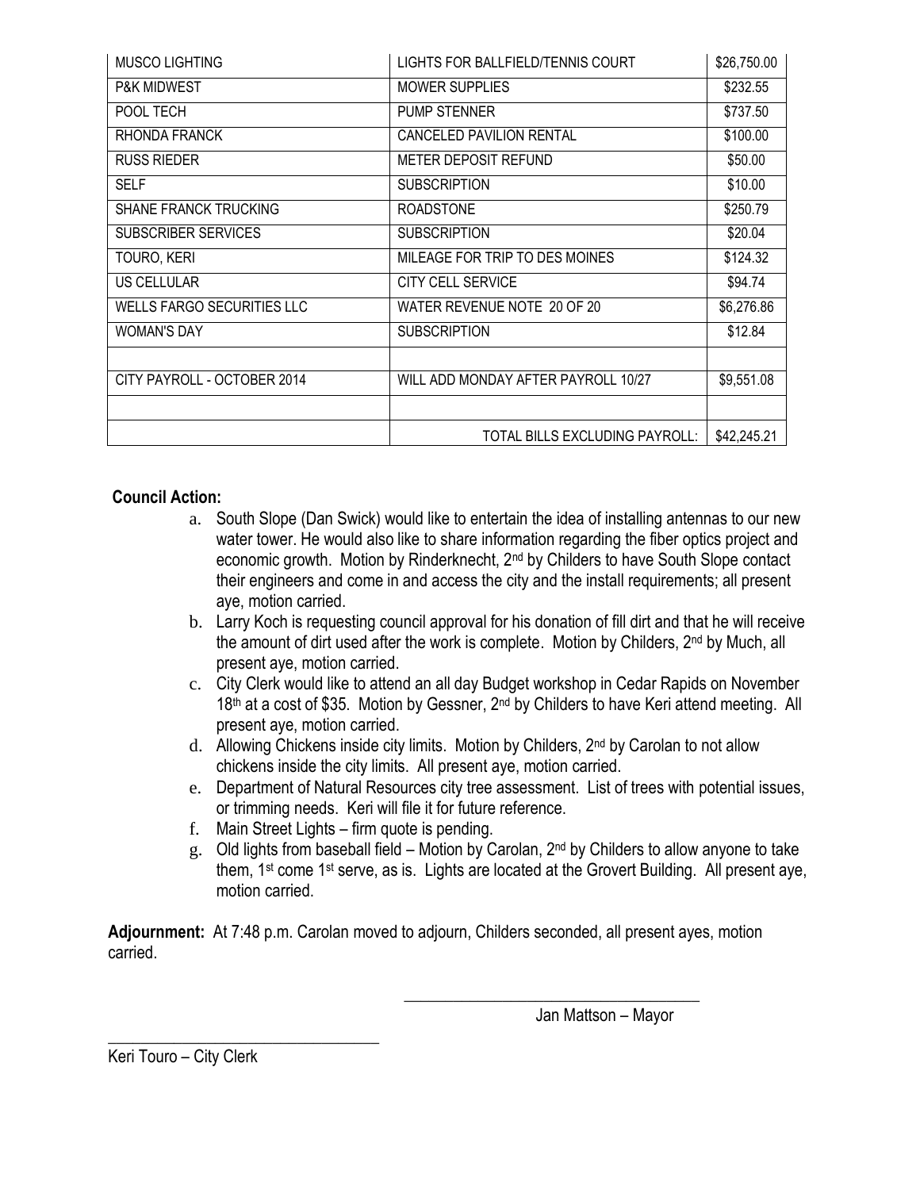| | | |
|---|---|---|
| MUSCO LIGHTING | LIGHTS FOR BALLFIELD/TENNIS COURT | $26,750.00 |
| P&K MIDWEST | MOWER SUPPLIES | $232.55 |
| POOL TECH | PUMP STENNER | $737.50 |
| RHONDA FRANCK | CANCELED PAVILION RENTAL | $100.00 |
| RUSS RIEDER | METER DEPOSIT REFUND | $50.00 |
| SELF | SUBSCRIPTION | $10.00 |
| SHANE FRANCK TRUCKING | ROADSTONE | $250.79 |
| SUBSCRIBER SERVICES | SUBSCRIPTION | $20.04 |
| TOURO, KERI | MILEAGE FOR TRIP TO DES MOINES | $124.32 |
| US CELLULAR | CITY CELL SERVICE | $94.74 |
| WELLS FARGO SECURITIES LLC | WATER REVENUE NOTE 20 OF 20 | $6,276.86 |
| WOMAN'S DAY | SUBSCRIPTION | $12.84 |
| | | |
| CITY PAYROLL - OCTOBER 2014 | WILL ADD MONDAY AFTER PAYROLL 10/27 | $9,551.08 |
| | | |
| | TOTAL BILLS EXCLUDING PAYROLL: | $42,245.21 |

**Council Action:**

a. South Slope (Dan Swick) would like to entertain the idea of installing antennas to our new water tower. He would also like to share information regarding the fiber optics project and economic growth. Motion by Rinderknecht, 2nd by Childers to have South Slope contact their engineers and come in and access the city and the install requirements; all present aye, motion carried.
b. Larry Koch is requesting council approval for his donation of fill dirt and that he will receive the amount of dirt used after the work is complete. Motion by Childers, 2nd by Much, all present aye, motion carried.
c. City Clerk would like to attend an all day Budget workshop in Cedar Rapids on November 18th at a cost of $35. Motion by Gessner, 2nd by Childers to have Keri attend meeting. All present aye, motion carried.
d. Allowing Chickens inside city limits. Motion by Childers, 2nd by Carolan to not allow chickens inside the city limits. All present aye, motion carried.
e. Department of Natural Resources city tree assessment. List of trees with potential issues, or trimming needs. Keri will file it for future reference.
f. Main Street Lights – firm quote is pending.
g. Old lights from baseball field – Motion by Carolan, 2nd by Childers to allow anyone to take them, 1st come 1st serve, as is. Lights are located at the Grovert Building. All present aye, motion carried.

**Adjournment:** At 7:48 p.m. Carolan moved to adjourn, Childers seconded, all present ayes, motion carried.

\_\_\_\_\_\_\_\_\_\_\_\_\_\_\_\_\_\_\_\_\_\_\_\_\_\_\_\_\_\_\_\_\_\_\_\_

Jan Mattson – Mayor

\_\_\_\_\_\_\_\_\_\_\_\_\_\_\_\_\_\_\_\_\_\_\_\_\_\_\_\_\_\_\_\_\_\_\_\_

Keri Touro – City Clerk